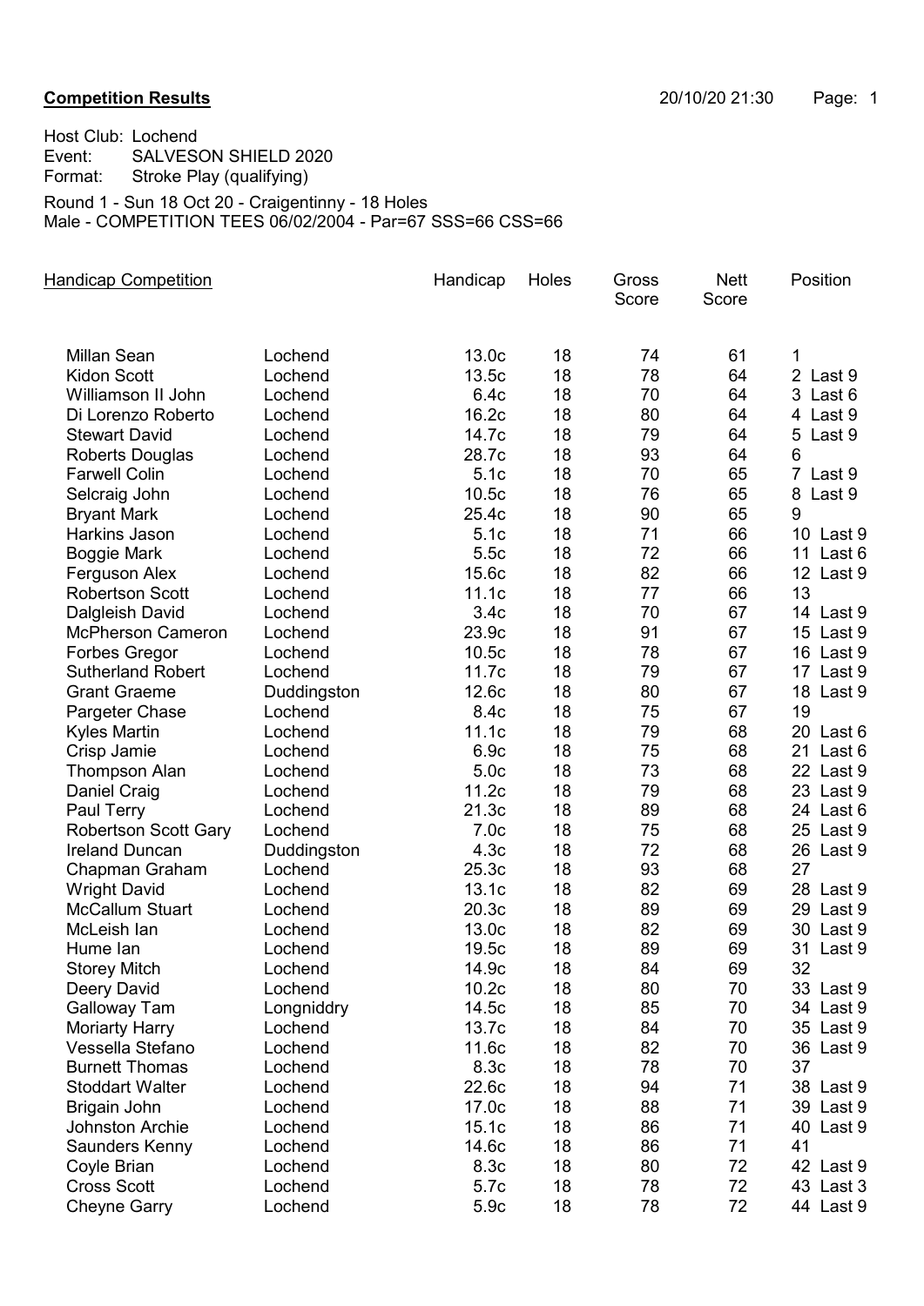**Competition Results**

20/10/20 21:30

Host Club: Lochend
Event: SALVESON SHIELD 2020
Format: Stroke Play (qualifying)

Round 1 - Sun 18 Oct 20 - Craigentinny - 18 Holes
Male - COMPETITION TEES 06/02/2004 - Par=67 SSS=66 CSS=66

| Handicap Competition | | Handicap | Holes | Gross Score | Nett Score | Position |
|---|---|---|---|---|---|---|
| Millan Sean | Lochend | 13.0c | 18 | 74 | 61 | 1 |
| Kidon Scott | Lochend | 13.5c | 18 | 78 | 64 | 2 Last 9 |
| Williamson II John | Lochend | 6.4c | 18 | 70 | 64 | 3 Last 6 |
| Di Lorenzo Roberto | Lochend | 16.2c | 18 | 80 | 64 | 4 Last 9 |
| Stewart David | Lochend | 14.7c | 18 | 79 | 64 | 5 Last 9 |
| Roberts Douglas | Lochend | 28.7c | 18 | 93 | 64 | 6 |
| Farwell Colin | Lochend | 5.1c | 18 | 70 | 65 | 7 Last 9 |
| Selcraig John | Lochend | 10.5c | 18 | 76 | 65 | 8 Last 9 |
| Bryant Mark | Lochend | 25.4c | 18 | 90 | 65 | 9 |
| Harkins Jason | Lochend | 5.1c | 18 | 71 | 66 | 10 Last 9 |
| Boggie Mark | Lochend | 5.5c | 18 | 72 | 66 | 11 Last 6 |
| Ferguson Alex | Lochend | 15.6c | 18 | 82 | 66 | 12 Last 9 |
| Robertson Scott | Lochend | 11.1c | 18 | 77 | 66 | 13 |
| Dalgleish David | Lochend | 3.4c | 18 | 70 | 67 | 14 Last 9 |
| McPherson Cameron | Lochend | 23.9c | 18 | 91 | 67 | 15 Last 9 |
| Forbes Gregor | Lochend | 10.5c | 18 | 78 | 67 | 16 Last 9 |
| Sutherland Robert | Lochend | 11.7c | 18 | 79 | 67 | 17 Last 9 |
| Grant Graeme | Duddingston | 12.6c | 18 | 80 | 67 | 18 Last 9 |
| Pargeter Chase | Lochend | 8.4c | 18 | 75 | 67 | 19 |
| Kyles Martin | Lochend | 11.1c | 18 | 79 | 68 | 20 Last 6 |
| Crisp Jamie | Lochend | 6.9c | 18 | 75 | 68 | 21 Last 6 |
| Thompson Alan | Lochend | 5.0c | 18 | 73 | 68 | 22 Last 9 |
| Daniel Craig | Lochend | 11.2c | 18 | 79 | 68 | 23 Last 9 |
| Paul Terry | Lochend | 21.3c | 18 | 89 | 68 | 24 Last 6 |
| Robertson Scott Gary | Lochend | 7.0c | 18 | 75 | 68 | 25 Last 9 |
| Ireland Duncan | Duddingston | 4.3c | 18 | 72 | 68 | 26 Last 9 |
| Chapman Graham | Lochend | 25.3c | 18 | 93 | 68 | 27 |
| Wright David | Lochend | 13.1c | 18 | 82 | 69 | 28 Last 9 |
| McCallum Stuart | Lochend | 20.3c | 18 | 89 | 69 | 29 Last 9 |
| McLeish Ian | Lochend | 13.0c | 18 | 82 | 69 | 30 Last 9 |
| Hume Ian | Lochend | 19.5c | 18 | 89 | 69 | 31 Last 9 |
| Storey Mitch | Lochend | 14.9c | 18 | 84 | 69 | 32 |
| Deery David | Lochend | 10.2c | 18 | 80 | 70 | 33 Last 9 |
| Galloway Tam | Longniddry | 14.5c | 18 | 85 | 70 | 34 Last 9 |
| Moriarty Harry | Lochend | 13.7c | 18 | 84 | 70 | 35 Last 9 |
| Vessella Stefano | Lochend | 11.6c | 18 | 82 | 70 | 36 Last 9 |
| Burnett Thomas | Lochend | 8.3c | 18 | 78 | 70 | 37 |
| Stoddart Walter | Lochend | 22.6c | 18 | 94 | 71 | 38 Last 9 |
| Brigain John | Lochend | 17.0c | 18 | 88 | 71 | 39 Last 9 |
| Johnston Archie | Lochend | 15.1c | 18 | 86 | 71 | 40 Last 9 |
| Saunders Kenny | Lochend | 14.6c | 18 | 86 | 71 | 41 |
| Coyle Brian | Lochend | 8.3c | 18 | 80 | 72 | 42 Last 9 |
| Cross Scott | Lochend | 5.7c | 18 | 78 | 72 | 43 Last 3 |
| Cheyne Garry | Lochend | 5.9c | 18 | 78 | 72 | 44 Last 9 |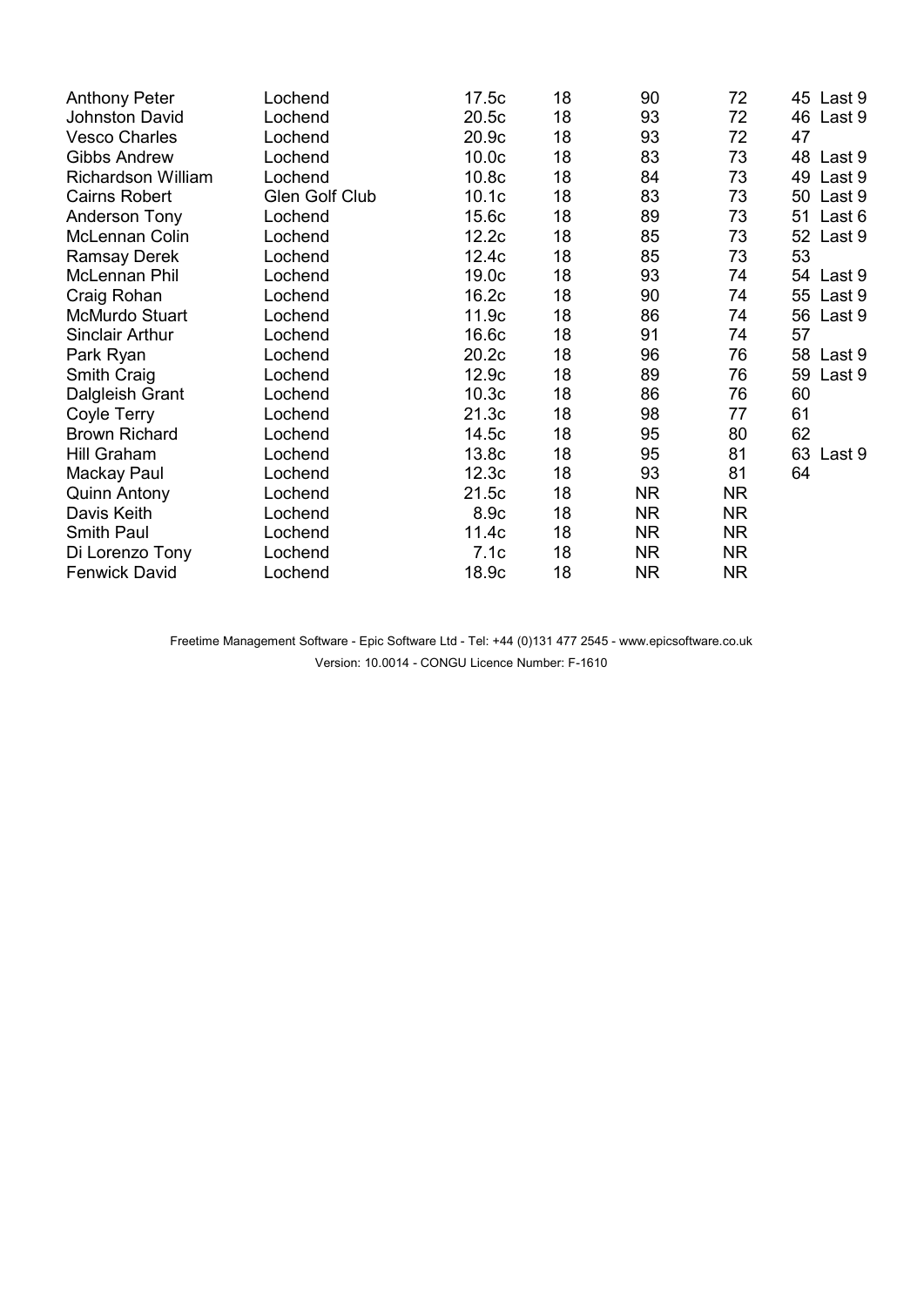| | | | | | | | |
|---|---|---|---|---|---|---|---|
| Anthony Peter | Lochend | 17.5c | 18 | 90 | 72 | 45 | Last 9 |
| Johnston David | Lochend | 20.5c | 18 | 93 | 72 | 46 | Last 9 |
| Vesco Charles | Lochend | 20.9c | 18 | 93 | 72 | 47 | |
| Gibbs Andrew | Lochend | 10.0c | 18 | 83 | 73 | 48 | Last 9 |
| Richardson William | Lochend | 10.8c | 18 | 84 | 73 | 49 | Last 9 |
| Cairns Robert | Glen Golf Club | 10.1c | 18 | 83 | 73 | 50 | Last 9 |
| Anderson Tony | Lochend | 15.6c | 18 | 89 | 73 | 51 | Last 6 |
| McLennan Colin | Lochend | 12.2c | 18 | 85 | 73 | 52 | Last 9 |
| Ramsay Derek | Lochend | 12.4c | 18 | 85 | 73 | 53 | |
| McLennan Phil | Lochend | 19.0c | 18 | 93 | 74 | 54 | Last 9 |
| Craig Rohan | Lochend | 16.2c | 18 | 90 | 74 | 55 | Last 9 |
| McMurdo Stuart | Lochend | 11.9c | 18 | 86 | 74 | 56 | Last 9 |
| Sinclair Arthur | Lochend | 16.6c | 18 | 91 | 74 | 57 | |
| Park Ryan | Lochend | 20.2c | 18 | 96 | 76 | 58 | Last 9 |
| Smith Craig | Lochend | 12.9c | 18 | 89 | 76 | 59 | Last 9 |
| Dalgleish Grant | Lochend | 10.3c | 18 | 86 | 76 | 60 | |
| Coyle Terry | Lochend | 21.3c | 18 | 98 | 77 | 61 | |
| Brown Richard | Lochend | 14.5c | 18 | 95 | 80 | 62 | |
| Hill Graham | Lochend | 13.8c | 18 | 95 | 81 | 63 | Last 9 |
| Mackay Paul | Lochend | 12.3c | 18 | 93 | 81 | 64 | |
| Quinn Antony | Lochend | 21.5c | 18 | NR | NR | | |
| Davis Keith | Lochend | 8.9c | 18 | NR | NR | | |
| Smith Paul | Lochend | 11.4c | 18 | NR | NR | | |
| Di Lorenzo Tony | Lochend | 7.1c | 18 | NR | NR | | |
| Fenwick David | Lochend | 18.9c | 18 | NR | NR | | |

Freetime Management Software - Epic Software Ltd - Tel: +44 (0)131 477 2545 - www.epicsoftware.co.uk

Version: 10.0014 - CONGU Licence Number: F-1610